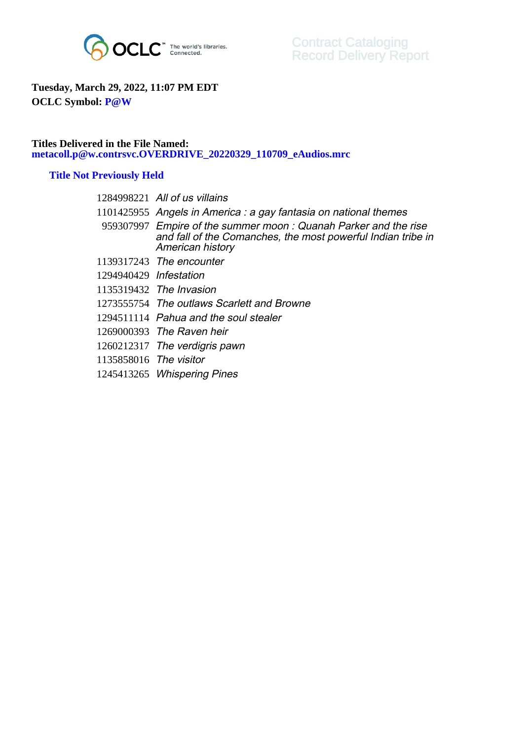OCLC The world's libraries. Connected.

Contract Cataloging
Record Delivery Report

**Tuesday, March 29, 2022, 11:07 PM EDT**
**OCLC Symbol: P@W**

**Titles Delivered in the File Named:**
**metacoll.p@w.contrsvc.OVERDRIVE_20220329_110709_eAudios.mrc**

### Title Not Previously Held

| | |
|---|---|
| 1284998221 | *All of us villains* |
| 1101425955 | *Angels in America : a gay fantasia on national themes* |
| 959307997 | *Empire of the summer moon : Quanah Parker and the rise and fall of the Comanches, the most powerful Indian tribe in American history* |
| 1139317243 | *The encounter* |
| 1294940429 | *Infestation* |
| 1135319432 | *The Invasion* |
| 1273555754 | *The outlaws Scarlett and Browne* |
| 1294511114 | *Pahua and the soul stealer* |
| 1269000393 | *The Raven heir* |
| 1260212317 | *The verdigris pawn* |
| 1135858016 | *The visitor* |
| 1245413265 | *Whispering Pines* |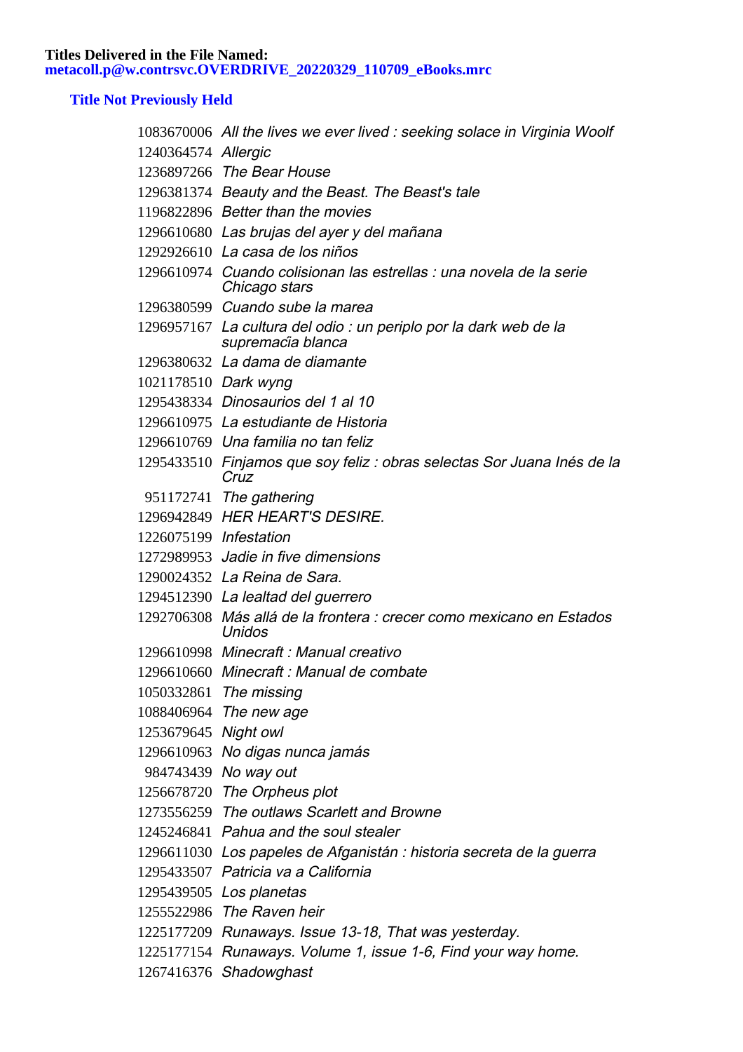**Titles Delivered in the File Named:**
**metacoll.p@w.contrsvc.OVERDRIVE_20220329_110709_eBooks.mrc**

### Title Not Previously Held

| | |
|---|---|
| 1083670006 | *All the lives we ever lived : seeking solace in Virginia Woolf* |
| 1240364574 | *Allergic* |
| 1236897266 | *The Bear House* |
| 1296381374 | *Beauty and the Beast. The Beast's tale* |
| 1196822896 | *Better than the movies* |
| 1296610680 | *Las brujas del ayer y del mañana* |
| 1292926610 | *La casa de los niños* |
| 1296610974 | *Cuando colisionan las estrellas : una novela de la serie Chicago stars* |
| 1296380599 | *Cuando sube la marea* |
| 1296957167 | *La cultura del odio : un periplo por la dark web de la supremacĩa blanca* |
| 1296380632 | *La dama de diamante* |
| 1021178510 | *Dark wyng* |
| 1295438334 | *Dinosaurios del 1 al 10* |
| 1296610975 | *La estudiante de Historia* |
| 1296610769 | *Una familia no tan feliz* |
| 1295433510 | *Finjamos que soy feliz : obras selectas Sor Juana Inés de la Cruz* |
| 951172741 | *The gathering* |
| 1296942849 | *HER HEART'S DESIRE.* |
| 1226075199 | *Infestation* |
| 1272989953 | *Jadie in five dimensions* |
| 1290024352 | *La Reina de Sara.* |
| 1294512390 | *La lealtad del guerrero* |
| 1292706308 | *Más allá de la frontera : crecer como mexicano en Estados Unidos* |
| 1296610998 | *Minecraft : Manual creativo* |
| 1296610660 | *Minecraft : Manual de combate* |
| 1050332861 | *The missing* |
| 1088406964 | *The new age* |
| 1253679645 | *Night owl* |
| 1296610963 | *No digas nunca jamás* |
| 984743439 | *No way out* |
| 1256678720 | *The Orpheus plot* |
| 1273556259 | *The outlaws Scarlett and Browne* |
| 1245246841 | *Pahua and the soul stealer* |
| 1296611030 | *Los papeles de Afganistán : historia secreta de la guerra* |
| 1295433507 | *Patricia va a California* |
| 1295439505 | *Los planetas* |
| 1255522986 | *The Raven heir* |
| 1225177209 | *Runaways. Issue 13-18, That was yesterday.* |
| 1225177154 | *Runaways. Volume 1, issue 1-6, Find your way home.* |
| 1267416376 | *Shadowghast* |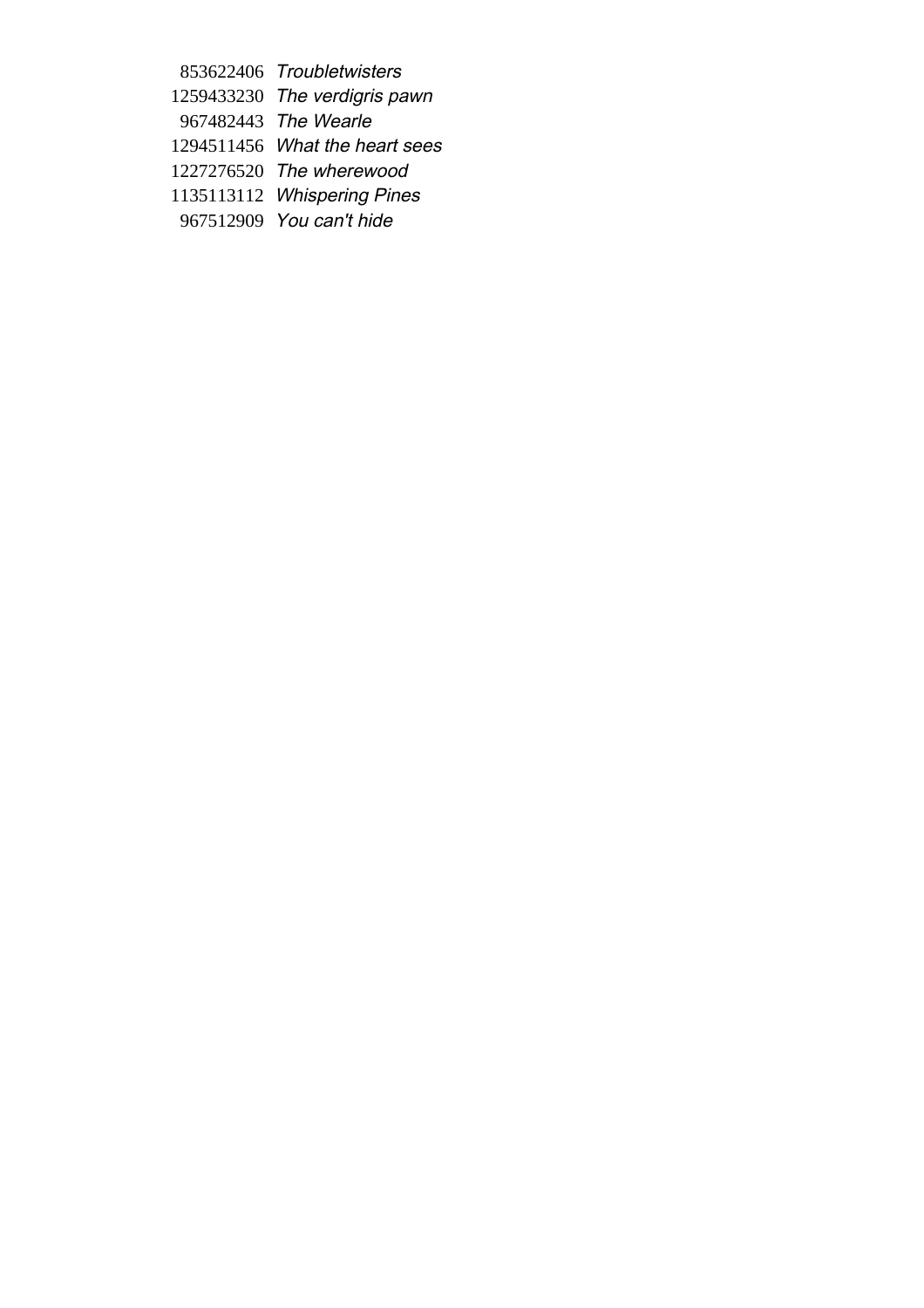| | |
|---|---|
| 853622406 | *Troubletwisters* |
| 1259433230 | *The verdigris pawn* |
| 967482443 | *The Wearle* |
| 1294511456 | *What the heart sees* |
| 1227276520 | *The wherewood* |
| 1135113112 | *Whispering Pines* |
| 967512909 | *You can't hide* |